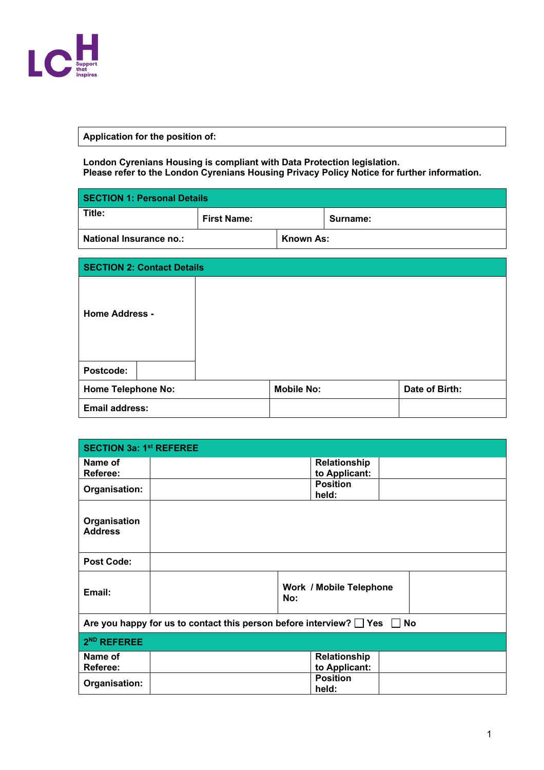LCH Support that inspires

| Application for the position of: |
|---|

**London Cyrenians Housing is compliant with Data Protection legislation.**
**Please refer to the London Cyrenians Housing Privacy Policy Notice for further information.**

| SECTION 1: Personal Details | | |
|---|---|---|
| Title: | First Name: | Surname: |
| National Insurance no.: | Known As: | |

| SECTION 2: Contact Details | | | |
|---|---|---|---|
| Home Address - | | | |
| Postcode: | | | |
| Home Telephone No: | | Mobile No: | Date of Birth: |
| Email address: | | | |

| SECTION 3a: 1st REFEREE | | | |
|---|---|---|---|
| Name of Referee: | | Relationship to Applicant: | |
| Organisation: | | Position held: | |
| Organisation Address | | | |
| Post Code: | | | |
| Email: | | Work / Mobile Telephone No: | |
| Are you happy for us to contact this person before interview? ☐ Yes ☐ No | | | |
| 2ND REFEREE | | | |
| Name of Referee: | | Relationship to Applicant: | |
| Organisation: | | Position held: | |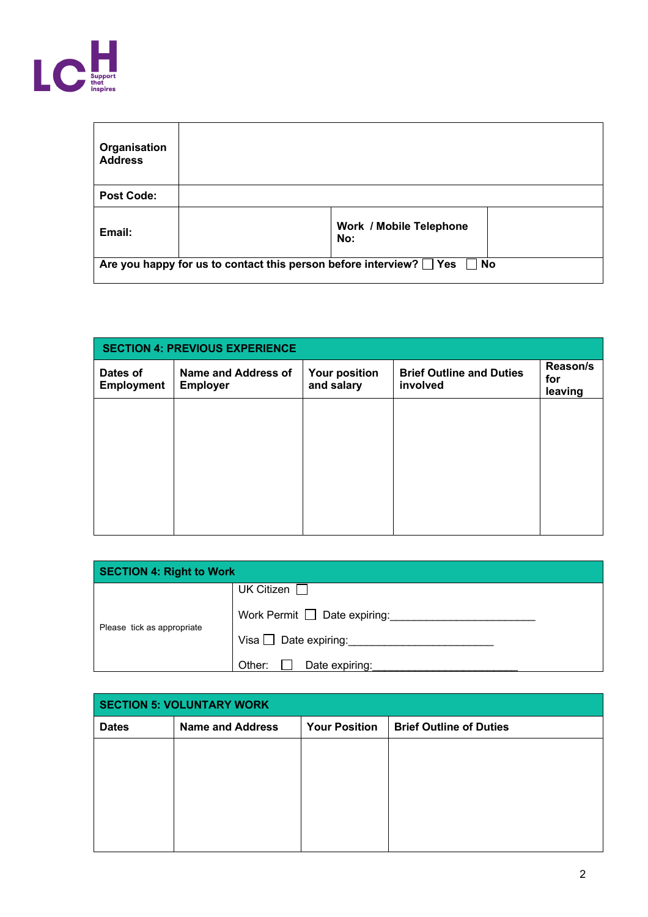| Organisation Address | | | |
|---|---|---|---|
| **Post Code:** | | | |
| **Email:** | | **Work / Mobile Telephone No:** | |
| **Are you happy for us to contact this person before interview?** ☐ **Yes** ☐ **No** | | | |

| **SECTION 4: PREVIOUS EXPERIENCE** | | | | |
|---|---|---|---|---|
| **Dates of Employment** | **Name and Address of Employer** | **Your position and salary** | **Brief Outline and Duties involved** | **Reason/s for leaving** |
| | | | | |

| **SECTION 4: Right to Work** | |
|---|---|
| Please tick as appropriate | UK Citizen ☐<br>Work Permit ☐ Date expiring:________________________<br>Visa ☐ Date expiring:________________________<br>Other: ☐ Date expiring:________________________ |

| **SECTION 5: VOLUNTARY WORK** | | | |
|---|---|---|---|
| **Dates** | **Name and Address** | **Your Position** | **Brief Outline of Duties** |
| | | | |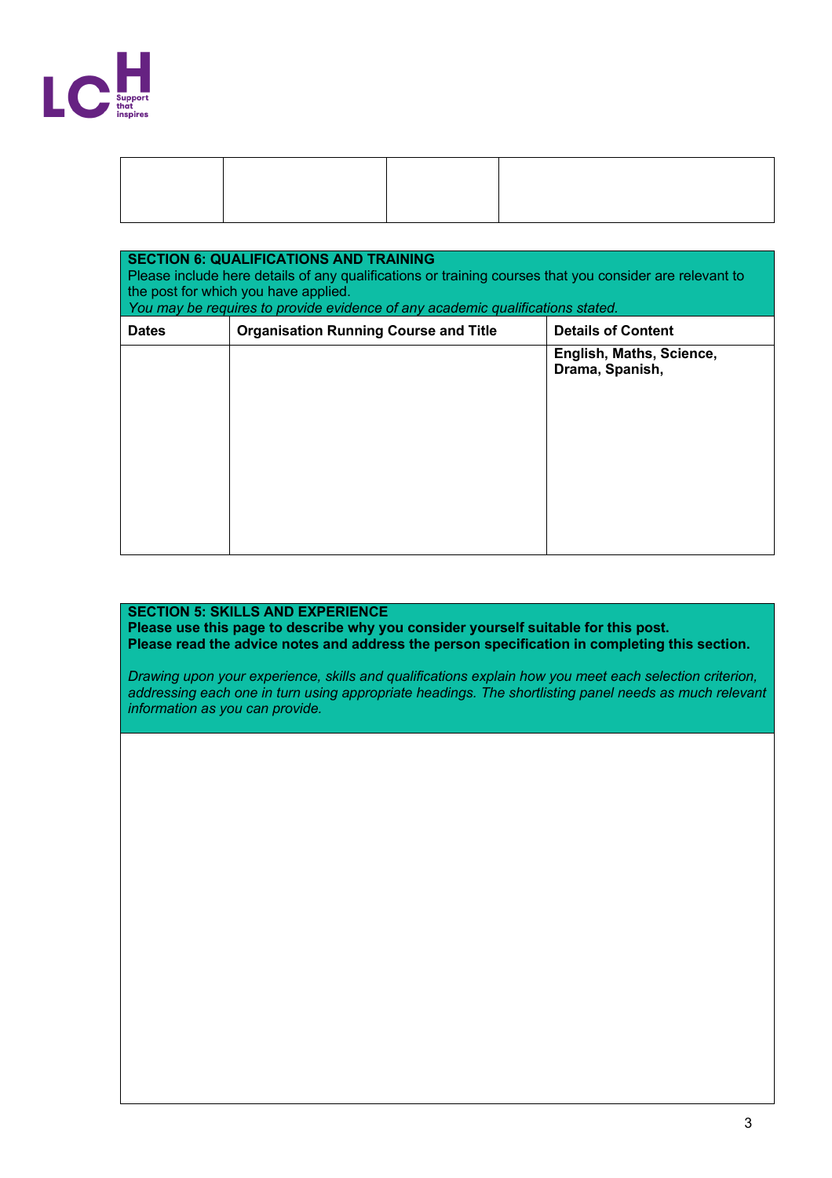| | | | |
|---|---|---|---|
| | | | |

| **SECTION 6: QUALIFICATIONS AND TRAINING**<br>Please include here details of any qualifications or training courses that you consider are relevant to the post for which you have applied.<br>*You may be requires to provide evidence of any academic qualifications stated.* | | |
|---|---|---|
| **Dates** | **Organisation Running Course and Title** | **Details of Content** |
| | | **English, Maths, Science, Drama, Spanish,** |

| **SECTION 5: SKILLS AND EXPERIENCE**<br>**Please use this page to describe why you consider yourself suitable for this post.**<br>**Please read the advice notes and address the person specification in completing this section.**<br><br>*Drawing upon your experience, skills and qualifications explain how you meet each selection criterion, addressing each one in turn using appropriate headings. The shortlisting panel needs as much relevant information as you can provide.* |
|---|
| |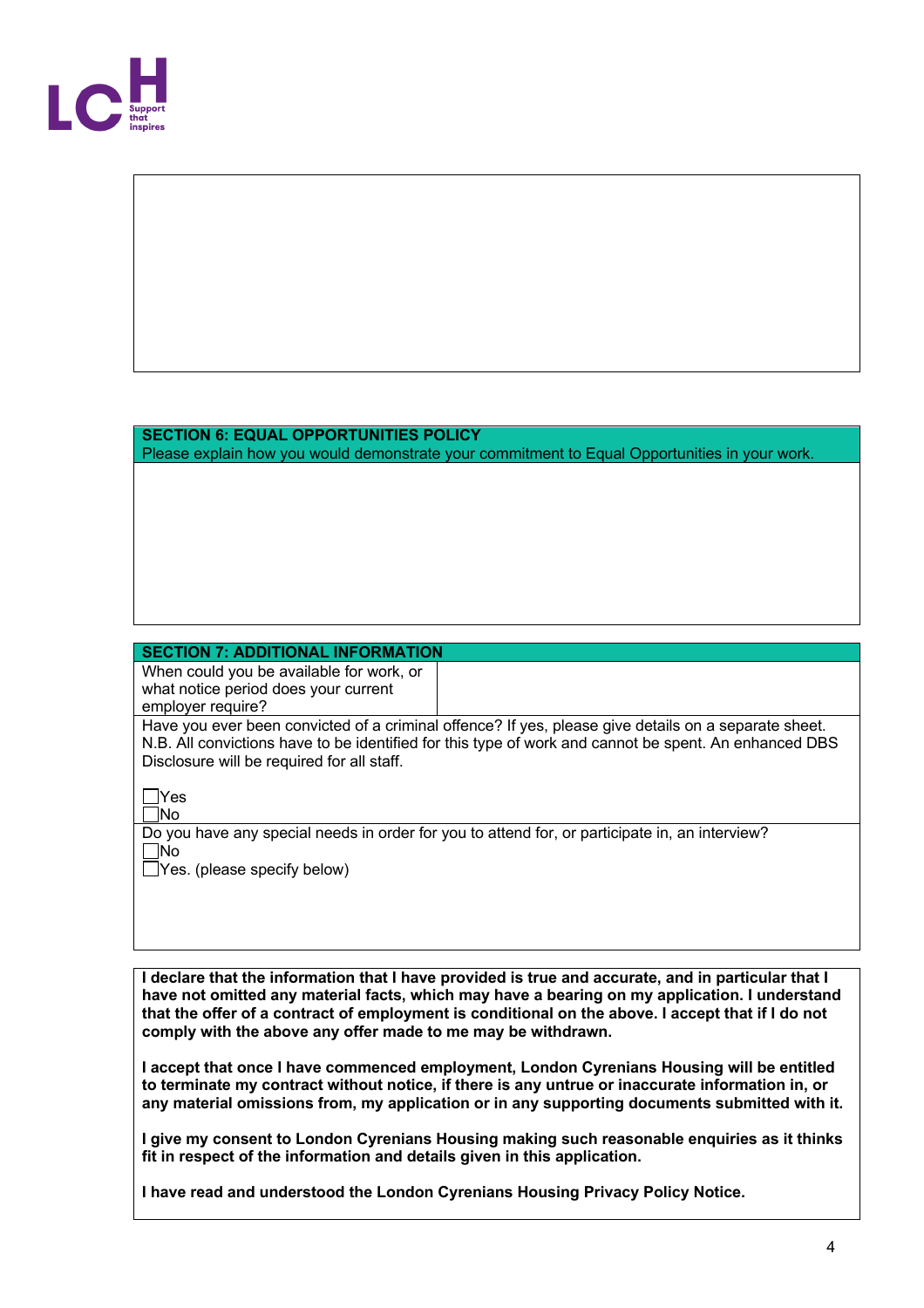## SECTION 6: EQUAL OPPORTUNITIES POLICY

Please explain how you would demonstrate your commitment to Equal Opportunities in your work.

## SECTION 7: ADDITIONAL INFORMATION

| When could you be available for work, or what notice period does your current employer require? | |
| --- | --- |

Have you ever been convicted of a criminal offence? If yes, please give details on a separate sheet.
N.B. All convictions have to be identified for this type of work and cannot be spent. An enhanced DBS Disclosure will be required for all staff.

☐ Yes
☐ No

Do you have any special needs in order for you to attend for, or participate in, an interview?
☐ No
☐ Yes. (please specify below)

**I declare that the information that I have provided is true and accurate, and in particular that I have not omitted any material facts, which may have a bearing on my application. I understand that the offer of a contract of employment is conditional on the above. I accept that if I do not comply with the above any offer made to me may be withdrawn.**

**I accept that once I have commenced employment, London Cyrenians Housing will be entitled to terminate my contract without notice, if there is any untrue or inaccurate information in, or any material omissions from, my application or in any supporting documents submitted with it.**

**I give my consent to London Cyrenians Housing making such reasonable enquiries as it thinks fit in respect of the information and details given in this application.**

**I have read and understood the London Cyrenians Housing Privacy Policy Notice.**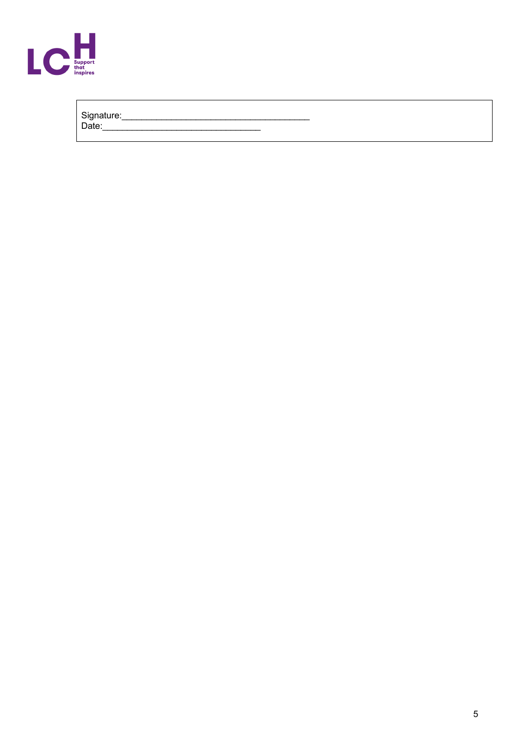Signature:______________________________________
Date:________________________________